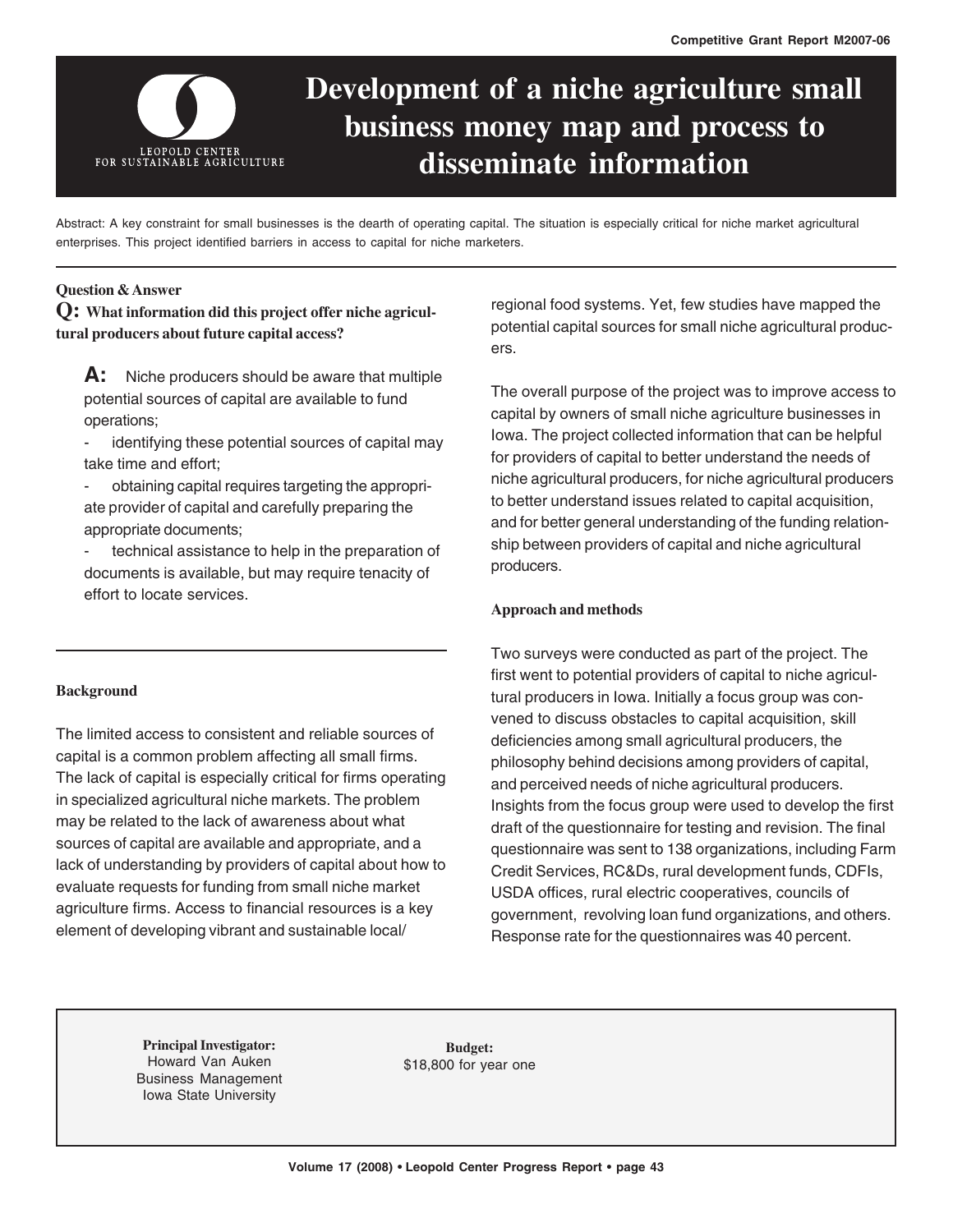# Development of a niche agriculture small business money map and process to disseminate information

Abstract: A key constraint for small businesses is the dearth of operating capital. The situation is especially critical for niche market agricultural enterprises. This project identified barriers in access to capital for niche marketers.

**Question & Answer**

**Q: What information did this project offer niche agricultural producers about future capital access?**

**A:** Niche producers should be aware that multiple potential sources of capital are available to fund operations;

- identifying these potential sources of capital may take time and effort;
- obtaining capital requires targeting the appropriate provider of capital and carefully preparing the appropriate documents;
- technical assistance to help in the preparation of documents is available, but may require tenacity of effort to locate services.

## Background

The limited access to consistent and reliable sources of capital is a common problem affecting all small firms. The lack of capital is especially critical for firms operating in specialized agricultural niche markets. The problem may be related to the lack of awareness about what sources of capital are available and appropriate, and a lack of understanding by providers of capital about how to evaluate requests for funding from small niche market agriculture firms. Access to financial resources is a key element of developing vibrant and sustainable local/regional food systems. Yet, few studies have mapped the potential capital sources for small niche agricultural producers.

The overall purpose of the project was to improve access to capital by owners of small niche agriculture businesses in Iowa. The project collected information that can be helpful for providers of capital to better understand the needs of niche agricultural producers, for niche agricultural producers to better understand issues related to capital acquisition, and for better general understanding of the funding relationship between providers of capital and niche agricultural producers.

## Approach and methods

Two surveys were conducted as part of the project. The first went to potential providers of capital to niche agricultural producers in Iowa. Initially a focus group was convened to discuss obstacles to capital acquisition, skill deficiencies among small agricultural producers, the philosophy behind decisions among providers of capital, and perceived needs of niche agricultural producers. Insights from the focus group were used to develop the first draft of the questionnaire for testing and revision. The final questionnaire was sent to 138 organizations, including Farm Credit Services, RC&Ds, rural development funds, CDFIs, USDA offices, rural electric cooperatives, councils of government, revolving loan fund organizations, and others. Response rate for the questionnaires was 40 percent.

**Principal Investigator:**
Howard Van Auken
Business Management
Iowa State University

**Budget:**
$18,800 for year one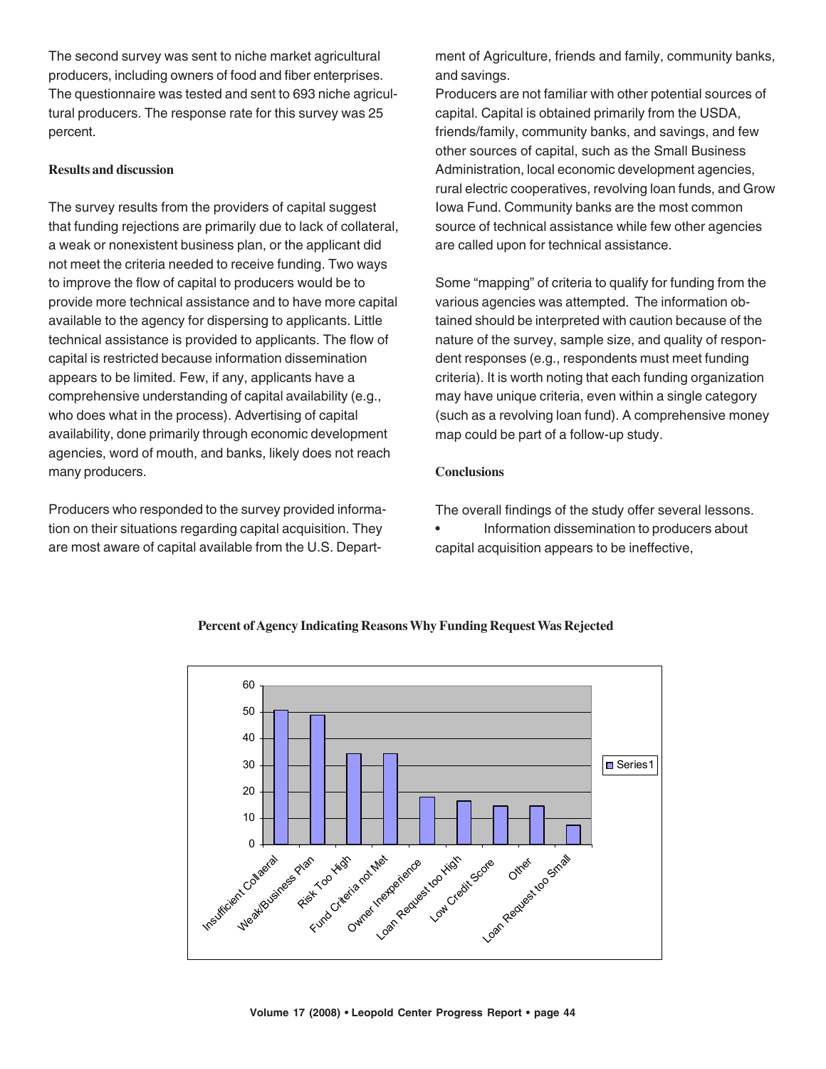The second survey was sent to niche market agricultural producers, including owners of food and fiber enterprises. The questionnaire was tested and sent to 693 niche agricultural producers. The response rate for this survey was 25 percent.

### Results and discussion

The survey results from the providers of capital suggest that funding rejections are primarily due to lack of collateral, a weak or nonexistent business plan, or the applicant did not meet the criteria needed to receive funding. Two ways to improve the flow of capital to producers would be to provide more technical assistance and to have more capital available to the agency for dispersing to applicants. Little technical assistance is provided to applicants. The flow of capital is restricted because information dissemination appears to be limited. Few, if any, applicants have a comprehensive understanding of capital availability (e.g., who does what in the process). Advertising of capital availability, done primarily through economic development agencies, word of mouth, and banks, likely does not reach many producers.

Producers who responded to the survey provided information on their situations regarding capital acquisition. They are most aware of capital available from the U.S. Department of Agriculture, friends and family, community banks, and savings.

Producers are not familiar with other potential sources of capital. Capital is obtained primarily from the USDA, friends/family, community banks, and savings, and few other sources of capital, such as the Small Business Administration, local economic development agencies, rural electric cooperatives, revolving loan funds, and Grow Iowa Fund. Community banks are the most common source of technical assistance while few other agencies are called upon for technical assistance.

Some "mapping" of criteria to qualify for funding from the various agencies was attempted. The information obtained should be interpreted with caution because of the nature of the survey, sample size, and quality of respondent responses (e.g., respondents must meet funding criteria). It is worth noting that each funding organization may have unique criteria, even within a single category (such as a revolving loan fund). A comprehensive money map could be part of a follow-up study.

### Conclusions

The overall findings of the study offer several lessons.

- Information dissemination to producers about capital acquisition appears to be ineffective,

**Percent of Agency Indicating Reasons Why Funding Request Was Rejected**

| Reason | Series1 |
|---|---|
| Insufficient Collaeral | 51 |
| Weak/Business Plan | 49 |
| Risk Too High | 34 |
| Fund Criteria not Met | 34 |
| Owner Inexperience | 18 |
| Loan Request too High | 16 |
| Low Credit Score | 15 |
| Other | 15 |
| Loan Request too Small | 7 |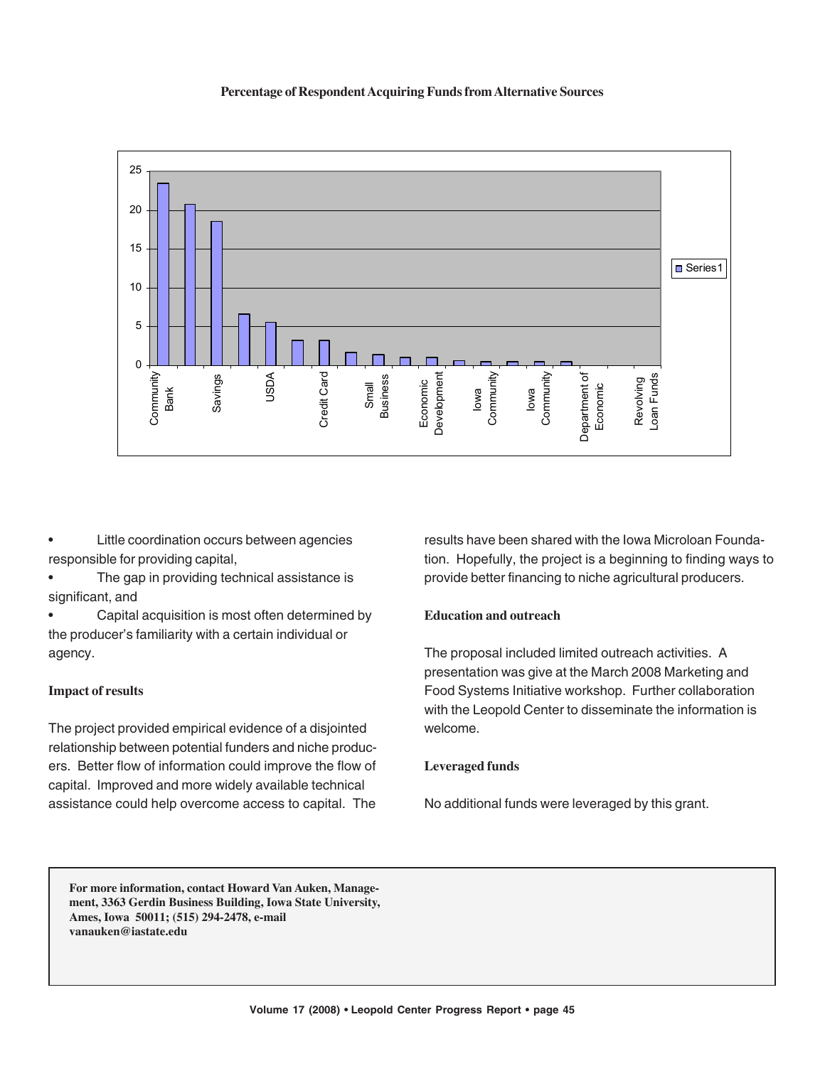**Percentage of Respondent Acquiring Funds from Alternative Sources**

25
20
15
10
5
0

Community Bank
Savings
USDA
Credit Card
Small Business
Economic Development
Iowa Community
Iowa Community
Department of Economic
Revolving Loan Funds

Series1

- Little coordination occurs between agencies responsible for providing capital,
- The gap in providing technical assistance is significant, and
- Capital acquisition is most often determined by the producer's familiarity with a certain individual or agency.

### Impact of results

The project provided empirical evidence of a disjointed relationship between potential funders and niche producers. Better flow of information could improve the flow of capital. Improved and more widely available technical assistance could help overcome access to capital. The results have been shared with the Iowa Microloan Foundation. Hopefully, the project is a beginning to finding ways to provide better financing to niche agricultural producers.

### Education and outreach

The proposal included limited outreach activities. A presentation was give at the March 2008 Marketing and Food Systems Initiative workshop. Further collaboration with the Leopold Center to disseminate the information is welcome.

### Leveraged funds

No additional funds were leveraged by this grant.

**For more information, contact Howard Van Auken, Management, 3363 Gerdin Business Building, Iowa State University, Ames, Iowa 50011; (515) 294-2478, e-mail vanauken@iastate.edu**